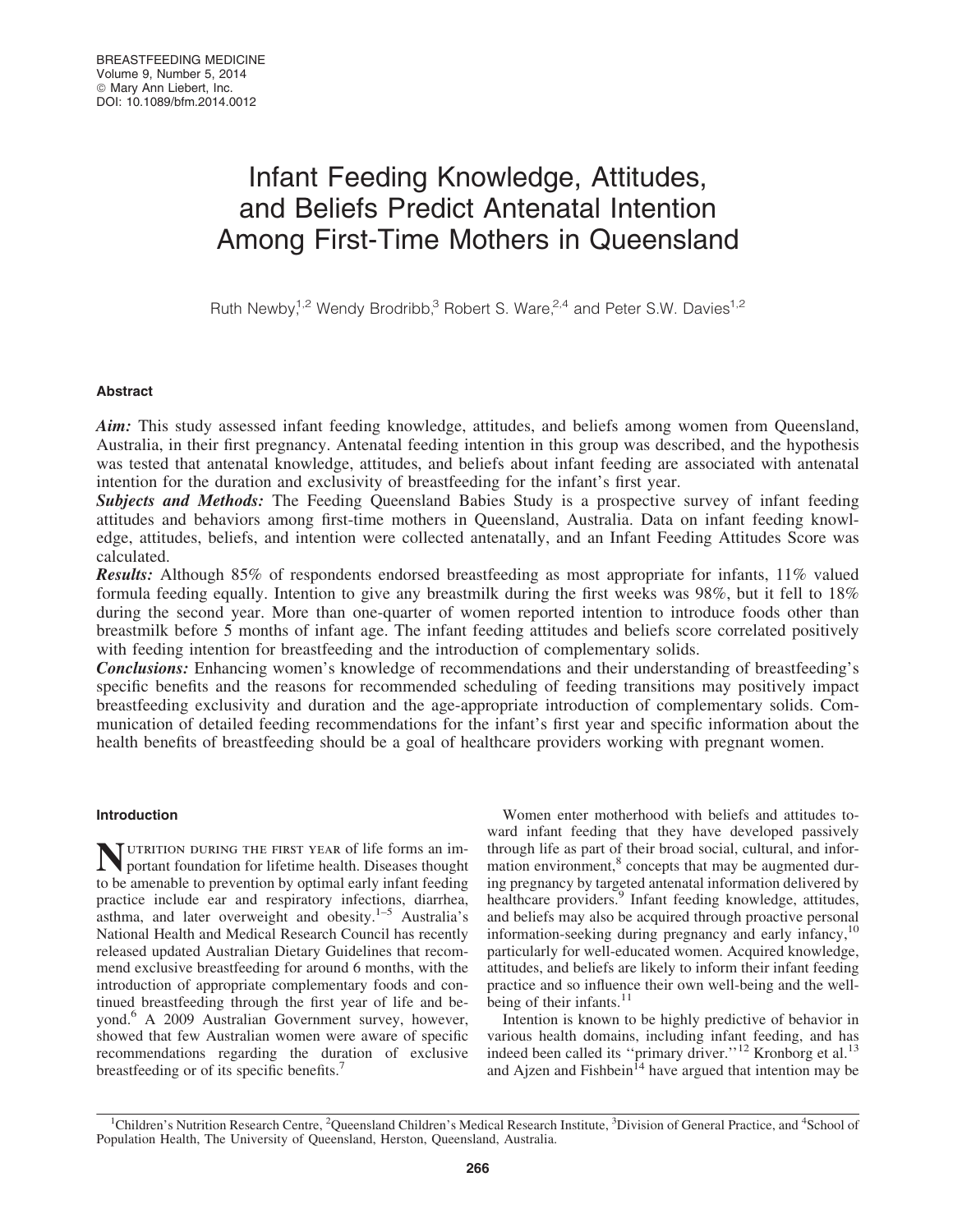# Infant Feeding Knowledge, Attitudes, and Beliefs Predict Antenatal Intention Among First-Time Mothers in Queensland

Ruth Newby,[1,2] Wendy Brodribb,[3] Robert S. Ware,[2,4] and Peter S.W. Davies[1,2]

## Abstract

***Aim:*** This study assessed infant feeding knowledge, attitudes, and beliefs among women from Queensland, Australia, in their first pregnancy. Antenatal feeding intention in this group was described, and the hypothesis was tested that antenatal knowledge, attitudes, and beliefs about infant feeding are associated with antenatal intention for the duration and exclusivity of breastfeeding for the infant's first year.

***Subjects and Methods:*** The Feeding Queensland Babies Study is a prospective survey of infant feeding attitudes and behaviors among first-time mothers in Queensland, Australia. Data on infant feeding knowledge, attitudes, beliefs, and intention were collected antenatally, and an Infant Feeding Attitudes Score was calculated.

***Results:*** Although 85% of respondents endorsed breastfeeding as most appropriate for infants, 11% valued formula feeding equally. Intention to give any breastmilk during the first weeks was 98%, but it fell to 18% during the second year. More than one-quarter of women reported intention to introduce foods other than breastmilk before 5 months of infant age. The infant feeding attitudes and beliefs score correlated positively with feeding intention for breastfeeding and the introduction of complementary solids.

***Conclusions:*** Enhancing women's knowledge of recommendations and their understanding of breastfeeding's specific benefits and the reasons for recommended scheduling of feeding transitions may positively impact breastfeeding exclusivity and duration and the age-appropriate introduction of complementary solids. Communication of detailed feeding recommendations for the infant's first year and specific information about the health benefits of breastfeeding should be a goal of healthcare providers working with pregnant women.

## Introduction

Nutrition during the first year of life forms an important foundation for lifetime health. Diseases thought to be amenable to prevention by optimal early infant feeding practice include ear and respiratory infections, diarrhea, asthma, and later overweight and obesity.[1–5] Australia's National Health and Medical Research Council has recently released updated Australian Dietary Guidelines that recommend exclusive breastfeeding for around 6 months, with the introduction of appropriate complementary foods and continued breastfeeding through the first year of life and beyond.[6] A 2009 Australian Government survey, however, showed that few Australian women were aware of specific recommendations regarding the duration of exclusive breastfeeding or of its specific benefits.[7]

Women enter motherhood with beliefs and attitudes toward infant feeding that they have developed passively through life as part of their broad social, cultural, and information environment,[8] concepts that may be augmented during pregnancy by targeted antenatal information delivered by healthcare providers.[9] Infant feeding knowledge, attitudes, and beliefs may also be acquired through proactive personal information-seeking during pregnancy and early infancy,[10] particularly for well-educated women. Acquired knowledge, attitudes, and beliefs are likely to inform their infant feeding practice and so influence their own well-being and the well-being of their infants.[11]

Intention is known to be highly predictive of behavior in various health domains, including infant feeding, and has indeed been called its ''primary driver.''[12] Kronborg et al.[13] and Ajzen and Fishbein[14] have argued that intention may be

[1]Children's Nutrition Research Centre, [2]Queensland Children's Medical Research Institute, [3]Division of General Practice, and [4]School of Population Health, The University of Queensland, Herston, Queensland, Australia.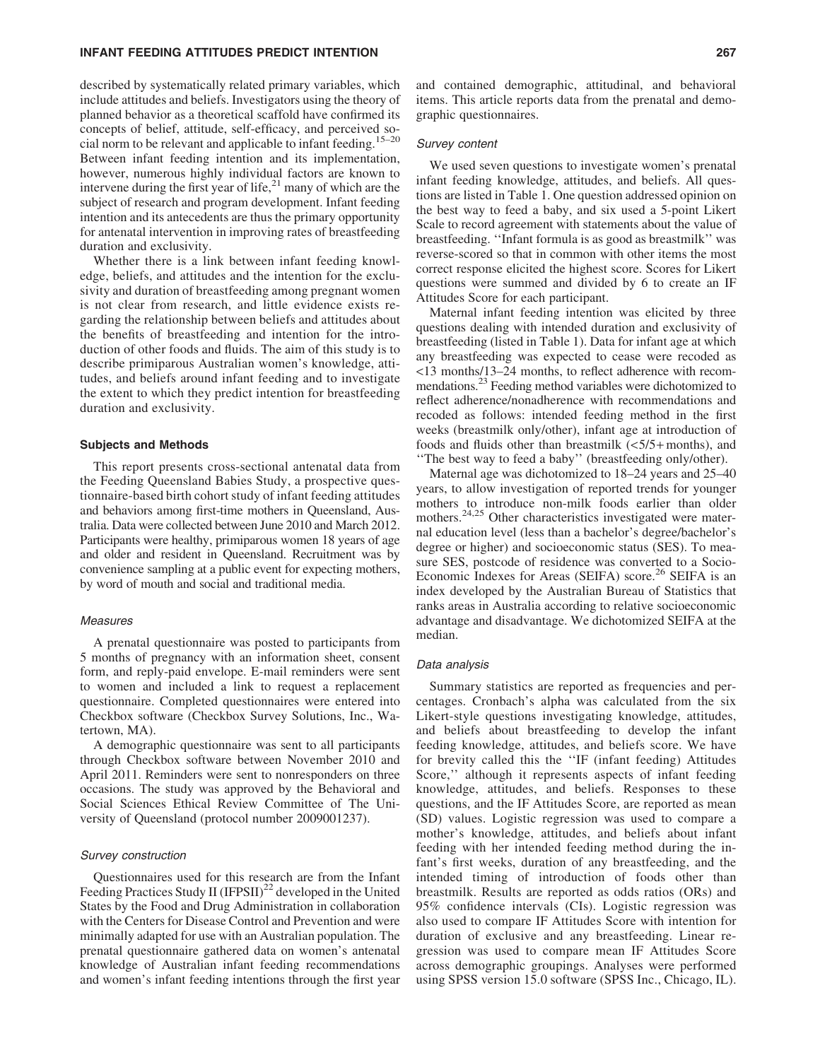described by systematically related primary variables, which include attitudes and beliefs. Investigators using the theory of planned behavior as a theoretical scaffold have confirmed its concepts of belief, attitude, self-efficacy, and perceived social norm to be relevant and applicable to infant feeding.[15–20] Between infant feeding intention and its implementation, however, numerous highly individual factors are known to intervene during the first year of life,[21] many of which are the subject of research and program development. Infant feeding intention and its antecedents are thus the primary opportunity for antenatal intervention in improving rates of breastfeeding duration and exclusivity.

Whether there is a link between infant feeding knowledge, beliefs, and attitudes and the intention for the exclusivity and duration of breastfeeding among pregnant women is not clear from research, and little evidence exists regarding the relationship between beliefs and attitudes about the benefits of breastfeeding and intention for the introduction of other foods and fluids. The aim of this study is to describe primiparous Australian women's knowledge, attitudes, and beliefs around infant feeding and to investigate the extent to which they predict intention for breastfeeding duration and exclusivity.

## Subjects and Methods

This report presents cross-sectional antenatal data from the Feeding Queensland Babies Study, a prospective questionnaire-based birth cohort study of infant feeding attitudes and behaviors among first-time mothers in Queensland, Australia. Data were collected between June 2010 and March 2012. Participants were healthy, primiparous women 18 years of age and older and resident in Queensland. Recruitment was by convenience sampling at a public event for expecting mothers, by word of mouth and social and traditional media.

### *Measures*

A prenatal questionnaire was posted to participants from 5 months of pregnancy with an information sheet, consent form, and reply-paid envelope. E-mail reminders were sent to women and included a link to request a replacement questionnaire. Completed questionnaires were entered into Checkbox software (Checkbox Survey Solutions, Inc., Watertown, MA).

A demographic questionnaire was sent to all participants through Checkbox software between November 2010 and April 2011. Reminders were sent to nonresponders on three occasions. The study was approved by the Behavioral and Social Sciences Ethical Review Committee of The University of Queensland (protocol number 2009001237).

### *Survey construction*

Questionnaires used for this research are from the Infant Feeding Practices Study II (IFPSII)[22] developed in the United States by the Food and Drug Administration in collaboration with the Centers for Disease Control and Prevention and were minimally adapted for use with an Australian population. The prenatal questionnaire gathered data on women's antenatal knowledge of Australian infant feeding recommendations and women's infant feeding intentions through the first year and contained demographic, attitudinal, and behavioral items. This article reports data from the prenatal and demographic questionnaires.

### *Survey content*

We used seven questions to investigate women's prenatal infant feeding knowledge, attitudes, and beliefs. All questions are listed in Table 1. One question addressed opinion on the best way to feed a baby, and six used a 5-point Likert Scale to record agreement with statements about the value of breastfeeding. ''Infant formula is as good as breastmilk'' was reverse-scored so that in common with other items the most correct response elicited the highest score. Scores for Likert questions were summed and divided by 6 to create an IF Attitudes Score for each participant.

Maternal infant feeding intention was elicited by three questions dealing with intended duration and exclusivity of breastfeeding (listed in Table 1). Data for infant age at which any breastfeeding was expected to cease were recoded as <13 months/13–24 months, to reflect adherence with recommendations.[23] Feeding method variables were dichotomized to reflect adherence/nonadherence with recommendations and recoded as follows: intended feeding method in the first weeks (breastmilk only/other), infant age at introduction of foods and fluids other than breastmilk (<5/5+ months), and ''The best way to feed a baby'' (breastfeeding only/other).

Maternal age was dichotomized to 18–24 years and 25–40 years, to allow investigation of reported trends for younger mothers to introduce non-milk foods earlier than older mothers.[24,25] Other characteristics investigated were maternal education level (less than a bachelor's degree/bachelor's degree or higher) and socioeconomic status (SES). To measure SES, postcode of residence was converted to a Socio-Economic Indexes for Areas (SEIFA) score.[26] SEIFA is an index developed by the Australian Bureau of Statistics that ranks areas in Australia according to relative socioeconomic advantage and disadvantage. We dichotomized SEIFA at the median.

### *Data analysis*

Summary statistics are reported as frequencies and percentages. Cronbach's alpha was calculated from the six Likert-style questions investigating knowledge, attitudes, and beliefs about breastfeeding to develop the infant feeding knowledge, attitudes, and beliefs score. We have for brevity called this the ''IF (infant feeding) Attitudes Score,'' although it represents aspects of infant feeding knowledge, attitudes, and beliefs. Responses to these questions, and the IF Attitudes Score, are reported as mean (SD) values. Logistic regression was used to compare a mother's knowledge, attitudes, and beliefs about infant feeding with her intended feeding method during the infant's first weeks, duration of any breastfeeding, and the intended timing of introduction of foods other than breastmilk. Results are reported as odds ratios (ORs) and 95% confidence intervals (CIs). Logistic regression was also used to compare IF Attitudes Score with intention for duration of exclusive and any breastfeeding. Linear regression was used to compare mean IF Attitudes Score across demographic groupings. Analyses were performed using SPSS version 15.0 software (SPSS Inc., Chicago, IL).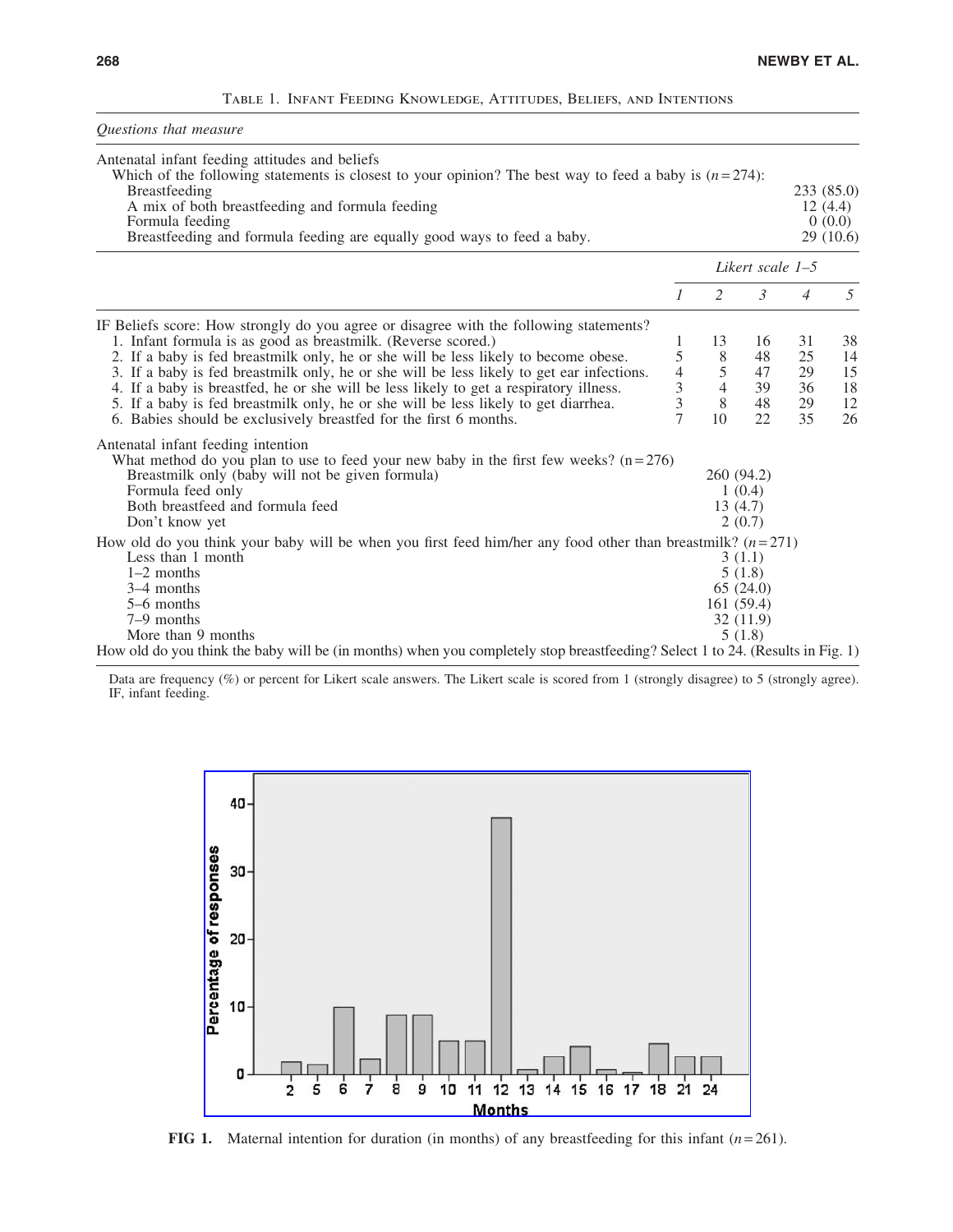Table 1. Infant Feeding Knowledge, Attitudes, Beliefs, and Intentions

| *Questions that measure* | | | | | |
|---|---|---|---|---|---|
| Antenatal infant feeding attitudes and beliefs | | | | | |
| Which of the following statements is closest to your opinion? The best way to feed a baby is ($n = 274$): | | | | | |
| Breastfeeding | | | | | 233 (85.0) |
| A mix of both breastfeeding and formula feeding | | | | | 12 (4.4) |
| Formula feeding | | | | | 0 (0.0) |
| Breastfeeding and formula feeding are equally good ways to feed a baby. | | | | | 29 (10.6) |
| | *Likert scale 1–5* | | | | |
| | *1* | *2* | *3* | *4* | *5* |
| IF Beliefs score: How strongly do you agree or disagree with the following statements? | | | | | |
| 1. Infant formula is as good as breastmilk. (Reverse scored.) | 1 | 13 | 16 | 31 | 38 |
| 2. If a baby is fed breastmilk only, he or she will be less likely to become obese. | 5 | 8 | 48 | 25 | 14 |
| 3. If a baby is fed breastmilk only, he or she will be less likely to get ear infections. | 4 | 5 | 47 | 29 | 15 |
| 4. If a baby is breastfed, he or she will be less likely to get a respiratory illness. | 3 | 4 | 39 | 36 | 18 |
| 5. If a baby is fed breastmilk only, he or she will be less likely to get diarrhea. | 3 | 8 | 48 | 29 | 12 |
| 6. Babies should be exclusively breastfed for the first 6 months. | 7 | 10 | 22 | 35 | 26 |
| Antenatal infant feeding intention | | | | | |
| What method do you plan to use to feed your new baby in the first few weeks? ($n = 276$) | | | | | |
| Breastmilk only (baby will not be given formula) | | 260 (94.2) | | | |
| Formula feed only | | 1 (0.4) | | | |
| Both breastfeed and formula feed | | 13 (4.7) | | | |
| Don't know yet | | 2 (0.7) | | | |
| How old do you think your baby will be when you first feed him/her any food other than breastmilk? ($n = 271$) | | | | | |
| Less than 1 month | | 3 (1.1) | | | |
| 1–2 months | | 5 (1.8) | | | |
| 3–4 months | | 65 (24.0) | | | |
| 5–6 months | | 161 (59.4) | | | |
| 7–9 months | | 32 (11.9) | | | |
| More than 9 months | | 5 (1.8) | | | |
| How old do you think the baby will be (in months) when you completely stop breastfeeding? Select 1 to 24. (Results in Fig. 1) | | | | | |

Data are frequency (%) or percent for Likert scale answers. The Likert scale is scored from 1 (strongly disagree) to 5 (strongly agree). IF, infant feeding.

**FIG 1.** Maternal intention for duration (in months) of any breastfeeding for this infant ($n = 261$).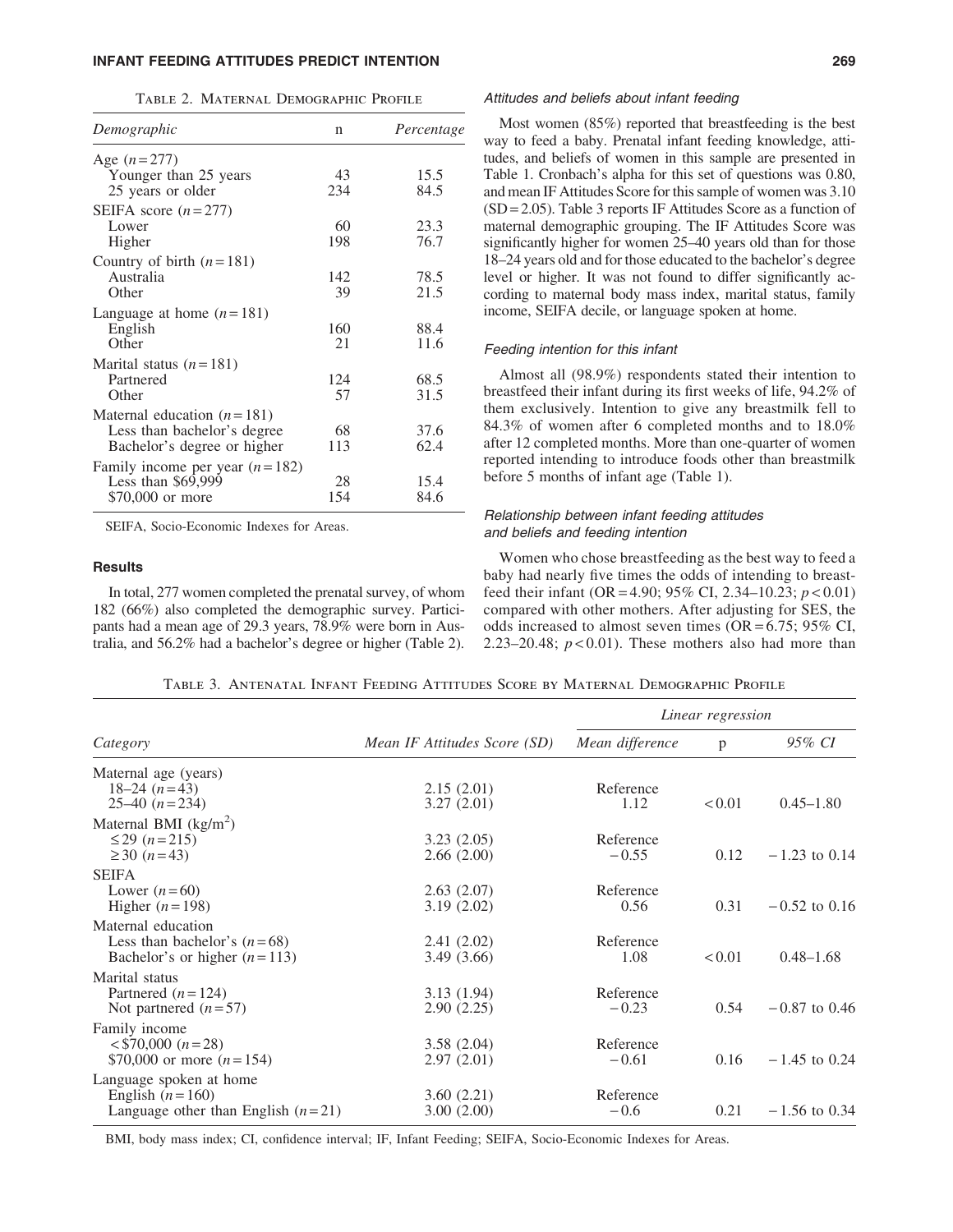Table 2. Maternal Demographic Profile

| *Demographic* | n | *Percentage* |
|---|---|---|
| Age ($n=277$) | | |
| Younger than 25 years | 43 | 15.5 |
| 25 years or older | 234 | 84.5 |
| SEIFA score ($n=277$) | | |
| Lower | 60 | 23.3 |
| Higher | 198 | 76.7 |
| Country of birth ($n=181$) | | |
| Australia | 142 | 78.5 |
| Other | 39 | 21.5 |
| Language at home ($n=181$) | | |
| English | 160 | 88.4 |
| Other | 21 | 11.6 |
| Marital status ($n=181$) | | |
| Partnered | 124 | 68.5 |
| Other | 57 | 31.5 |
| Maternal education ($n=181$) | | |
| Less than bachelor's degree | 68 | 37.6 |
| Bachelor's degree or higher | 113 | 62.4 |
| Family income per year ($n=182$) | | |
| Less than $69,999 | 28 | 15.4 |
| $70,000 or more | 154 | 84.6 |

SEIFA, Socio-Economic Indexes for Areas.

### Results

In total, 277 women completed the prenatal survey, of whom 182 (66%) also completed the demographic survey. Participants had a mean age of 29.3 years, 78.9% were born in Australia, and 56.2% had a bachelor's degree or higher (Table 2).

#### *Attitudes and beliefs about infant feeding*

Most women (85%) reported that breastfeeding is the best way to feed a baby. Prenatal infant feeding knowledge, attitudes, and beliefs of women in this sample are presented in Table 1. Cronbach's alpha for this set of questions was 0.80, and mean IF Attitudes Score for this sample of women was 3.10 (SD = 2.05). Table 3 reports IF Attitudes Score as a function of maternal demographic grouping. The IF Attitudes Score was significantly higher for women 25–40 years old than for those 18–24 years old and for those educated to the bachelor's degree level or higher. It was not found to differ significantly according to maternal body mass index, marital status, family income, SEIFA decile, or language spoken at home.

#### *Feeding intention for this infant*

Almost all (98.9%) respondents stated their intention to breastfeed their infant during its first weeks of life, 94.2% of them exclusively. Intention to give any breastmilk fell to 84.3% of women after 6 completed months and to 18.0% after 12 completed months. More than one-quarter of women reported intending to introduce foods other than breastmilk before 5 months of infant age (Table 1).

#### *Relationship between infant feeding attitudes and beliefs and feeding intention*

Women who chose breastfeeding as the best way to feed a baby had nearly five times the odds of intending to breastfeed their infant (OR = 4.90; 95% CI, 2.34–10.23; $p < 0.01$) compared with other mothers. After adjusting for SES, the odds increased to almost seven times (OR = 6.75; 95% CI, 2.23–20.48; $p < 0.01$). These mothers also had more than

Table 3. Antenatal Infant Feeding Attitudes Score by Maternal Demographic Profile

| *Category* | *Mean IF Attitudes Score (SD)* | *Linear regression* | | |
|---|---|---|---|---|
| | | *Mean difference* | p | *95% CI* |
| Maternal age (years) | | | | |
| 18–24 ($n=43$) | 2.15 (2.01) | Reference | | |
| 25–40 ($n=234$) | 3.27 (2.01) | 1.12 | < 0.01 | 0.45–1.80 |
| Maternal BMI (kg/m$^2$) | | | | |
| ≤ 29 ($n=215$) | 3.23 (2.05) | Reference | | |
| ≥ 30 ($n=43$) | 2.66 (2.00) | −0.55 | 0.12 | −1.23 to 0.14 |
| SEIFA | | | | |
| Lower ($n=60$) | 2.63 (2.07) | Reference | | |
| Higher ($n=198$) | 3.19 (2.02) | 0.56 | 0.31 | −0.52 to 0.16 |
| Maternal education | | | | |
| Less than bachelor's ($n=68$) | 2.41 (2.02) | Reference | | |
| Bachelor's or higher ($n=113$) | 3.49 (3.66) | 1.08 | < 0.01 | 0.48–1.68 |
| Marital status | | | | |
| Partnered ($n=124$) | 3.13 (1.94) | Reference | | |
| Not partnered ($n=57$) | 2.90 (2.25) | −0.23 | 0.54 | −0.87 to 0.46 |
| Family income | | | | |
| < $70,000 ($n=28$) | 3.58 (2.04) | Reference | | |
| $70,000 or more ($n=154$) | 2.97 (2.01) | −0.61 | 0.16 | −1.45 to 0.24 |
| Language spoken at home | | | | |
| English ($n=160$) | 3.60 (2.21) | Reference | | |
| Language other than English ($n=21$) | 3.00 (2.00) | −0.6 | 0.21 | −1.56 to 0.34 |

BMI, body mass index; CI, confidence interval; IF, Infant Feeding; SEIFA, Socio-Economic Indexes for Areas.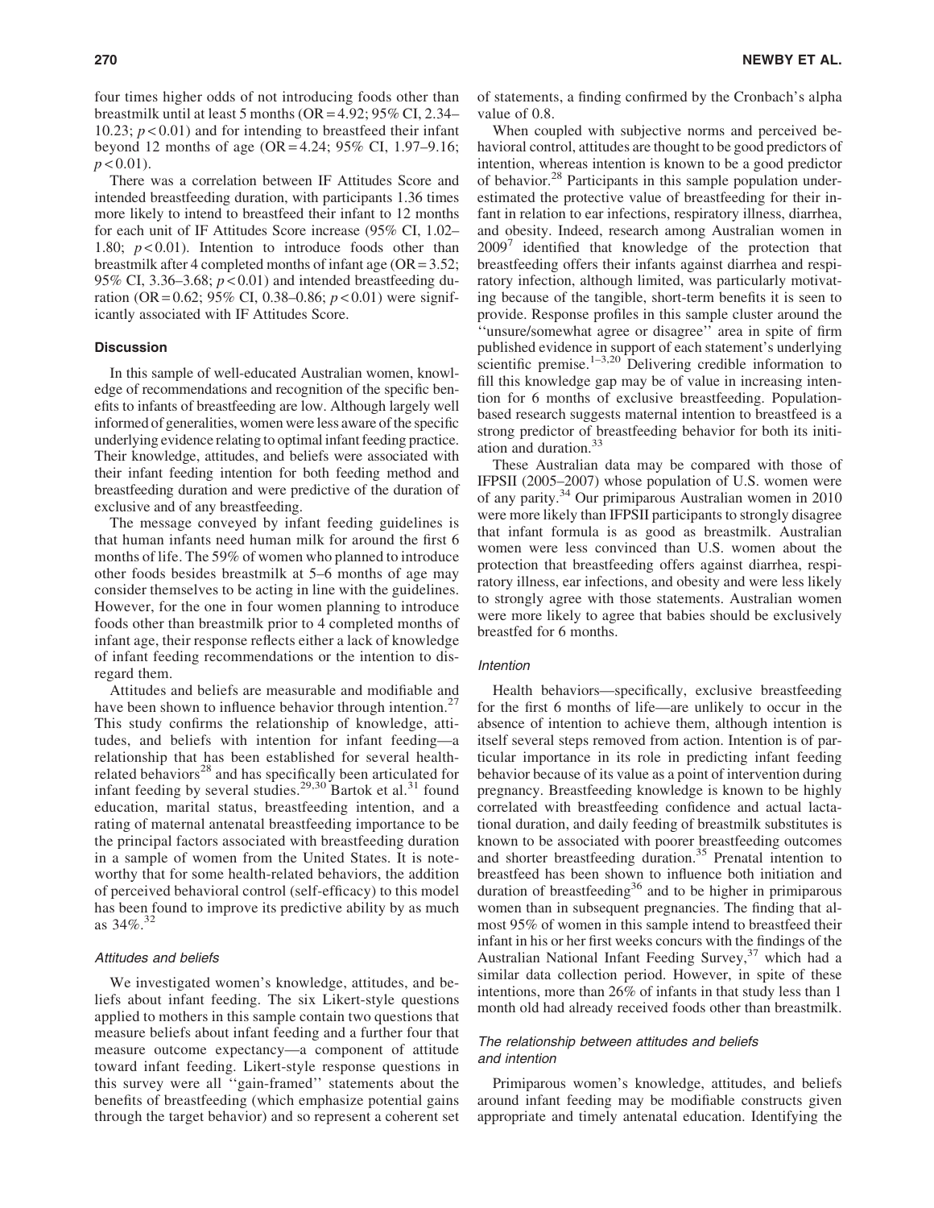four times higher odds of not introducing foods other than breastmilk until at least 5 months (OR = 4.92; 95% CI, 2.34–10.23; $p < 0.01$) and for intending to breastfeed their infant beyond 12 months of age (OR = 4.24; 95% CI, 1.97–9.16; $p < 0.01$).

There was a correlation between IF Attitudes Score and intended breastfeeding duration, with participants 1.36 times more likely to intend to breastfeed their infant to 12 months for each unit of IF Attitudes Score increase (95% CI, 1.02–1.80; $p < 0.01$). Intention to introduce foods other than breastmilk after 4 completed months of infant age (OR = 3.52; 95% CI, 3.36–3.68; $p < 0.01$) and intended breastfeeding duration (OR = 0.62; 95% CI, 0.38–0.86; $p < 0.01$) were significantly associated with IF Attitudes Score.

## Discussion

In this sample of well-educated Australian women, knowledge of recommendations and recognition of the specific benefits to infants of breastfeeding are low. Although largely well informed of generalities, women were less aware of the specific underlying evidence relating to optimal infant feeding practice. Their knowledge, attitudes, and beliefs were associated with their infant feeding intention for both feeding method and breastfeeding duration and were predictive of the duration of exclusive and of any breastfeeding.

The message conveyed by infant feeding guidelines is that human infants need human milk for around the first 6 months of life. The 59% of women who planned to introduce other foods besides breastmilk at 5–6 months of age may consider themselves to be acting in line with the guidelines. However, for the one in four women planning to introduce foods other than breastmilk prior to 4 completed months of infant age, their response reflects either a lack of knowledge of infant feeding recommendations or the intention to disregard them.

Attitudes and beliefs are measurable and modifiable and have been shown to influence behavior through intention.[27] This study confirms the relationship of knowledge, attitudes, and beliefs with intention for infant feeding—a relationship that has been established for several health-related behaviors[28] and has specifically been articulated for infant feeding by several studies.[29,30] Bartok et al.[31] found education, marital status, breastfeeding intention, and a rating of maternal antenatal breastfeeding importance to be the principal factors associated with breastfeeding duration in a sample of women from the United States. It is noteworthy that for some health-related behaviors, the addition of perceived behavioral control (self-efficacy) to this model has been found to improve its predictive ability by as much as 34%.[32]

### *Attitudes and beliefs*

We investigated women's knowledge, attitudes, and beliefs about infant feeding. The six Likert-style questions applied to mothers in this sample contain two questions that measure beliefs about infant feeding and a further four that measure outcome expectancy—a component of attitude toward infant feeding. Likert-style response questions in this survey were all ''gain-framed'' statements about the benefits of breastfeeding (which emphasize potential gains through the target behavior) and so represent a coherent set of statements, a finding confirmed by the Cronbach's alpha value of 0.8.

When coupled with subjective norms and perceived behavioral control, attitudes are thought to be good predictors of intention, whereas intention is known to be a good predictor of behavior.[28] Participants in this sample population underestimated the protective value of breastfeeding for their infant in relation to ear infections, respiratory illness, diarrhea, and obesity. Indeed, research among Australian women in 2009[7] identified that knowledge of the protection that breastfeeding offers their infants against diarrhea and respiratory infection, although limited, was particularly motivating because of the tangible, short-term benefits it is seen to provide. Response profiles in this sample cluster around the ''unsure/somewhat agree or disagree'' area in spite of firm published evidence in support of each statement's underlying scientific premise.[1–3,20] Delivering credible information to fill this knowledge gap may be of value in increasing intention for 6 months of exclusive breastfeeding. Population-based research suggests maternal intention to breastfeed is a strong predictor of breastfeeding behavior for both its initiation and duration.[33]

These Australian data may be compared with those of IFPSII (2005–2007) whose population of U.S. women were of any parity.[34] Our primiparous Australian women in 2010 were more likely than IFPSII participants to strongly disagree that infant formula is as good as breastmilk. Australian women were less convinced than U.S. women about the protection that breastfeeding offers against diarrhea, respiratory illness, ear infections, and obesity and were less likely to strongly agree with those statements. Australian women were more likely to agree that babies should be exclusively breastfed for 6 months.

### *Intention*

Health behaviors—specifically, exclusive breastfeeding for the first 6 months of life—are unlikely to occur in the absence of intention to achieve them, although intention is itself several steps removed from action. Intention is of particular importance in its role in predicting infant feeding behavior because of its value as a point of intervention during pregnancy. Breastfeeding knowledge is known to be highly correlated with breastfeeding confidence and actual lactational duration, and daily feeding of breastmilk substitutes is known to be associated with poorer breastfeeding outcomes and shorter breastfeeding duration.[35] Prenatal intention to breastfeed has been shown to influence both initiation and duration of breastfeeding[36] and to be higher in primiparous women than in subsequent pregnancies. The finding that almost 95% of women in this sample intend to breastfeed their infant in his or her first weeks concurs with the findings of the Australian National Infant Feeding Survey,[37] which had a similar data collection period. However, in spite of these intentions, more than 26% of infants in that study less than 1 month old had already received foods other than breastmilk.

### *The relationship between attitudes and beliefs and intention*

Primiparous women's knowledge, attitudes, and beliefs around infant feeding may be modifiable constructs given appropriate and timely antenatal education. Identifying the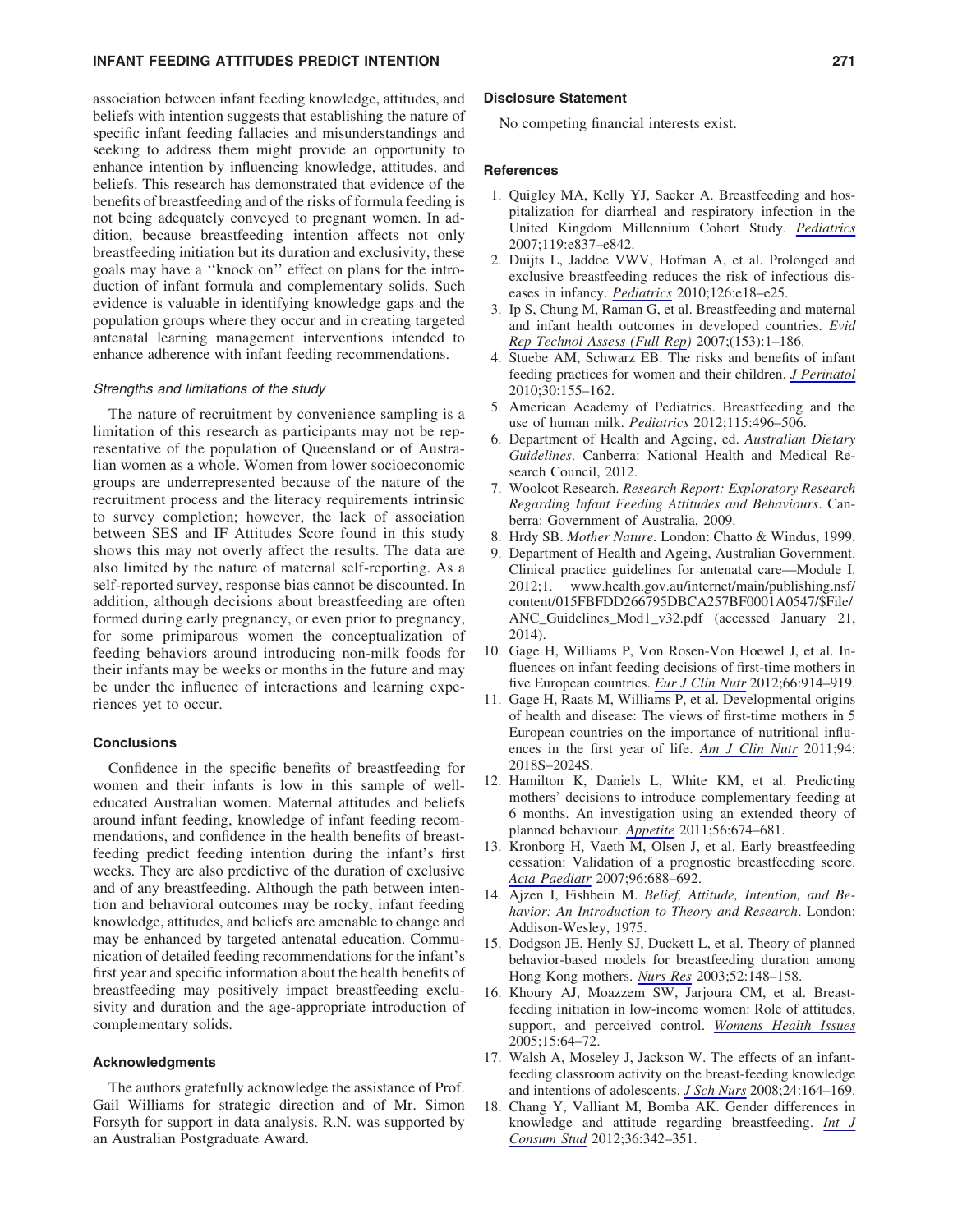association between infant feeding knowledge, attitudes, and beliefs with intention suggests that establishing the nature of specific infant feeding fallacies and misunderstandings and seeking to address them might provide an opportunity to enhance intention by influencing knowledge, attitudes, and beliefs. This research has demonstrated that evidence of the benefits of breastfeeding and of the risks of formula feeding is not being adequately conveyed to pregnant women. In addition, because breastfeeding intention affects not only breastfeeding initiation but its duration and exclusivity, these goals may have a ''knock on'' effect on plans for the introduction of infant formula and complementary solids. Such evidence is valuable in identifying knowledge gaps and the population groups where they occur and in creating targeted antenatal learning management interventions intended to enhance adherence with infant feeding recommendations.

### *Strengths and limitations of the study*

The nature of recruitment by convenience sampling is a limitation of this research as participants may not be representative of the population of Queensland or of Australian women as a whole. Women from lower socioeconomic groups are underrepresented because of the nature of the recruitment process and the literacy requirements intrinsic to survey completion; however, the lack of association between SES and IF Attitudes Score found in this study shows this may not overly affect the results. The data are also limited by the nature of maternal self-reporting. As a self-reported survey, response bias cannot be discounted. In addition, although decisions about breastfeeding are often formed during early pregnancy, or even prior to pregnancy, for some primiparous women the conceptualization of feeding behaviors around introducing non-milk foods for their infants may be weeks or months in the future and may be under the influence of interactions and learning experiences yet to occur.

## Conclusions

Confidence in the specific benefits of breastfeeding for women and their infants is low in this sample of well-educated Australian women. Maternal attitudes and beliefs around infant feeding, knowledge of infant feeding recommendations, and confidence in the health benefits of breastfeeding predict feeding intention during the infant's first weeks. They are also predictive of the duration of exclusive and of any breastfeeding. Although the path between intention and behavioral outcomes may be rocky, infant feeding knowledge, attitudes, and beliefs are amenable to change and may be enhanced by targeted antenatal education. Communication of detailed feeding recommendations for the infant's first year and specific information about the health benefits of breastfeeding may positively impact breastfeeding exclusivity and duration and the age-appropriate introduction of complementary solids.

## Acknowledgments

The authors gratefully acknowledge the assistance of Prof. Gail Williams for strategic direction and of Mr. Simon Forsyth for support in data analysis. R.N. was supported by an Australian Postgraduate Award.

## Disclosure Statement

No competing financial interests exist.

## References

1. Quigley MA, Kelly YJ, Sacker A. Breastfeeding and hospitalization for diarrheal and respiratory infection in the United Kingdom Millennium Cohort Study. *Pediatrics* 2007;119:e837–e842.
2. Duijts L, Jaddoe VWV, Hofman A, et al. Prolonged and exclusive breastfeeding reduces the risk of infectious diseases in infancy. *Pediatrics* 2010;126:e18–e25.
3. Ip S, Chung M, Raman G, et al. Breastfeeding and maternal and infant health outcomes in developed countries. *Evid Rep Technol Assess (Full Rep)* 2007;(153):1–186.
4. Stuebe AM, Schwarz EB. The risks and benefits of infant feeding practices for women and their children. *J Perinatol* 2010;30:155–162.
5. American Academy of Pediatrics. Breastfeeding and the use of human milk. *Pediatrics* 2012;115:496–506.
6. Department of Health and Ageing, ed. *Australian Dietary Guidelines*. Canberra: National Health and Medical Research Council, 2012.
7. Woolcot Research. *Research Report: Exploratory Research Regarding Infant Feeding Attitudes and Behaviours*. Canberra: Government of Australia, 2009.
8. Hrdy SB. *Mother Nature*. London: Chatto & Windus, 1999.
9. Department of Health and Ageing, Australian Government. Clinical practice guidelines for antenatal care—Module I. 2012;1. www.health.gov.au/internet/main/publishing.nsf/content/015FBFDD266795DBCA257BF0001A0547/$File/ANC_Guidelines_Mod1_v32.pdf (accessed January 21, 2014).
10. Gage H, Williams P, Von Rosen-Von Hoewel J, et al. Influences on infant feeding decisions of first-time mothers in five European countries. *Eur J Clin Nutr* 2012;66:914–919.
11. Gage H, Raats M, Williams P, et al. Developmental origins of health and disease: The views of first-time mothers in 5 European countries on the importance of nutritional influences in the first year of life. *Am J Clin Nutr* 2011;94:2018S–2024S.
12. Hamilton K, Daniels L, White KM, et al. Predicting mothers' decisions to introduce complementary feeding at 6 months. An investigation using an extended theory of planned behaviour. *Appetite* 2011;56:674–681.
13. Kronborg H, Vaeth M, Olsen J, et al. Early breastfeeding cessation: Validation of a prognostic breastfeeding score. *Acta Paediatr* 2007;96:688–692.
14. Ajzen I, Fishbein M. *Belief, Attitude, Intention, and Behavior: An Introduction to Theory and Research*. London: Addison-Wesley, 1975.
15. Dodgson JE, Henly SJ, Duckett L, et al. Theory of planned behavior-based models for breastfeeding duration among Hong Kong mothers. *Nurs Res* 2003;52:148–158.
16. Khoury AJ, Moazzem SW, Jarjoura CM, et al. Breastfeeding initiation in low-income women: Role of attitudes, support, and perceived control. *Womens Health Issues* 2005;15:64–72.
17. Walsh A, Moseley J, Jackson W. The effects of an infant-feeding classroom activity on the breast-feeding knowledge and intentions of adolescents. *J Sch Nurs* 2008;24:164–169.
18. Chang Y, Valliant M, Bomba AK. Gender differences in knowledge and attitude regarding breastfeeding. *Int J Consum Stud* 2012;36:342–351.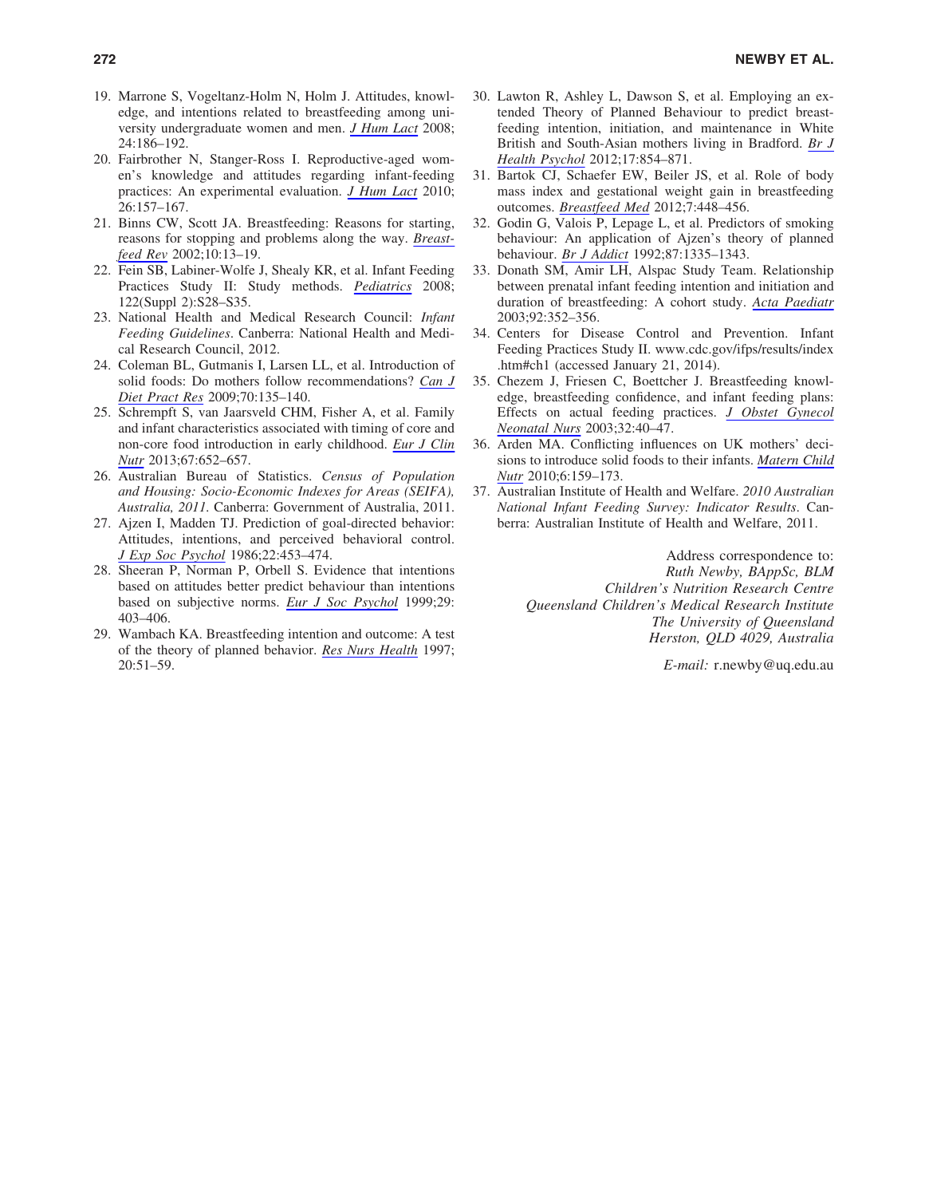19. Marrone S, Vogeltanz-Holm N, Holm J. Attitudes, knowledge, and intentions related to breastfeeding among university undergraduate women and men. *J Hum Lact* 2008; 24:186–192.
20. Fairbrother N, Stanger-Ross I. Reproductive-aged women's knowledge and attitudes regarding infant-feeding practices: An experimental evaluation. *J Hum Lact* 2010; 26:157–167.
21. Binns CW, Scott JA. Breastfeeding: Reasons for starting, reasons for stopping and problems along the way. *Breastfeed Rev* 2002;10:13–19.
22. Fein SB, Labiner-Wolfe J, Shealy KR, et al. Infant Feeding Practices Study II: Study methods. *Pediatrics* 2008; 122(Suppl 2):S28–S35.
23. National Health and Medical Research Council: *Infant Feeding Guidelines*. Canberra: National Health and Medical Research Council, 2012.
24. Coleman BL, Gutmanis I, Larsen LL, et al. Introduction of solid foods: Do mothers follow recommendations? *Can J Diet Pract Res* 2009;70:135–140.
25. Schrempft S, van Jaarsveld CHM, Fisher A, et al. Family and infant characteristics associated with timing of core and non-core food introduction in early childhood. *Eur J Clin Nutr* 2013;67:652–657.
26. Australian Bureau of Statistics. *Census of Population and Housing: Socio-Economic Indexes for Areas (SEIFA), Australia, 2011*. Canberra: Government of Australia, 2011.
27. Ajzen I, Madden TJ. Prediction of goal-directed behavior: Attitudes, intentions, and perceived behavioral control. *J Exp Soc Psychol* 1986;22:453–474.
28. Sheeran P, Norman P, Orbell S. Evidence that intentions based on attitudes better predict behaviour than intentions based on subjective norms. *Eur J Soc Psychol* 1999;29: 403–406.
29. Wambach KA. Breastfeeding intention and outcome: A test of the theory of planned behavior. *Res Nurs Health* 1997; 20:51–59.
30. Lawton R, Ashley L, Dawson S, et al. Employing an extended Theory of Planned Behaviour to predict breastfeeding intention, initiation, and maintenance in White British and South-Asian mothers living in Bradford. *Br J Health Psychol* 2012;17:854–871.
31. Bartok CJ, Schaefer EW, Beiler JS, et al. Role of body mass index and gestational weight gain in breastfeeding outcomes. *Breastfeed Med* 2012;7:448–456.
32. Godin G, Valois P, Lepage L, et al. Predictors of smoking behaviour: An application of Ajzen's theory of planned behaviour. *Br J Addict* 1992;87:1335–1343.
33. Donath SM, Amir LH, Alspac Study Team. Relationship between prenatal infant feeding intention and initiation and duration of breastfeeding: A cohort study. *Acta Paediatr* 2003;92:352–356.
34. Centers for Disease Control and Prevention. Infant Feeding Practices Study II. www.cdc.gov/ifps/results/index.htm#ch1 (accessed January 21, 2014).
35. Chezem J, Friesen C, Boettcher J. Breastfeeding knowledge, breastfeeding confidence, and infant feeding plans: Effects on actual feeding practices. *J Obstet Gynecol Neonatal Nurs* 2003;32:40–47.
36. Arden MA. Conflicting influences on UK mothers' decisions to introduce solid foods to their infants. *Matern Child Nutr* 2010;6:159–173.
37. Australian Institute of Health and Welfare. *2010 Australian National Infant Feeding Survey: Indicator Results*. Canberra: Australian Institute of Health and Welfare, 2011.

Address correspondence to:
*Ruth Newby, BAppSc, BLM*
*Children's Nutrition Research Centre*
*Queensland Children's Medical Research Institute*
*The University of Queensland*
*Herston, QLD 4029, Australia*

*E-mail:* r.newby@uq.edu.au